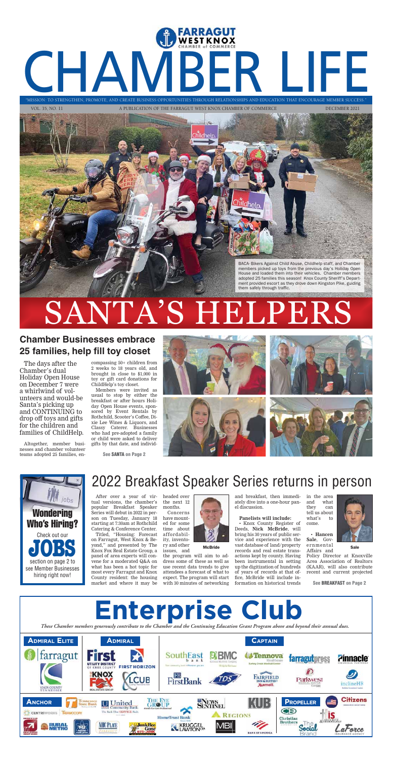# CHAMBER LIFE

FARRAGUT WEST KNOX CHAMBER of COMMERCE

"MISSION: TO STRENGTHEN, PROMOTE, AND CREATE BUSINESS OPPORTUNITIES THROUGH RELATIONSHIPS AND EDUCATION THAT ENCOURAGE MEMBER SUCCESS."

VOL. 35, NO. 11 — A PUBLICATION OF THE FARRAGUT WEST KNOX CHAMBER OF COMMERCE — DECEMBER 2021

BACA- Bikers Against Child Abuse, Childhelp staff, and Chamber members picked up toys from the previous day's Holiday Open House and loaded them into their vehicles. Chamber members adopted 25 families this season! Knox County Sheriff's Department provided escort as they drove down Kingston Pike, guiding them safely through traffic.

# SANTA'S HELPERS

## Chamber Businesses embrace 25 families, help fill toy closet

The days after the Chamber's dual Holiday Open House on December 7 were a whirlwind of volunteers and would-be Santa's picking up and CONTINUING to drop off toys and gifts for the children and families of ChildHelp.

Altogether, member businesses and chamber volunteer teams adopted 25 families, encompassing 50+ children from 2 weeks to 18 years old, and brought in close to $1,000 in toy or gift card donations for ChildHelp's toy closet.

Members were invited as usual to stop by either the breakfast or after hours Holiday Open House events, sponsored by Event Rentals by Rothchild, Scooter's Coffee, Dixie Lee Wines & Liquors, and Classy Caterer. Businesses who had pre-adopted a family or child were asked to deliver gifts by that date, and individ-

See **SANTA** on Page 2

**Wondering Who's Hiring?** Check out our **JOBS** section on page 2 to see Member Businesses hiring right now!

## 2022 Breakfast Speaker Series returns in person

After over a year of virtual versions, the chamber's popular Breakfast Speaker Series will debut in 2022 in person on Tuesday, January 18 starting at 7:30am at Rothchild Catering & Conference Center.

Titled, "Housing: Forecast on Farragut, West Knox & Beyond," and presented by The Knox Fox Real Estate Group, a panel of area experts will convene for a moderated Q&A on what has been a hot topic for most every Farragut and Knox County resident: the housing market and where it may be headed over the next 12 months.

Concerns have mounted for some time about affordability, inventory and other issues, and the program will aim to address some of these as well as use recent data trends to give attendees a forecast of what to expect. The program will start with 30 minutes of networking and breakfast, then immediately dive into a one-hour panel discussion.

McBride

**Panelists will include:**

• Knox County Register of Deeds, **Nick McBride**, will bring his 30 years of public service and experience with the vast database of land/property records and real estate transactions kept by county. Having been instrumental in setting up the digitization of hundreds of years of records at that office, McBride will include information on historical trends in the area and what they can tell us about what's to come.

• **Hancen Sale**, Governmental Affairs and Policy Director at Knoxville Area Association of Realtors (KAAR), will also contribute recent and current projected

Sale

See **BREAKFAST** on Page 2

# Enterprise Club

*These Chamber members generously contribute to the Chamber and the Continuing Education Grant Program above and beyond their annual dues.*

**ADMIRAL ELITE:** Farragut; Knox County Tennessee

**ADMIRAL:** First Utility District of Knox County; First Horizon; Knox Fox Real Estate Group; LCUB

**CAPTAIN:** SouthEast Bank; BMC; Tennova Healthcare Turkey Creek Medical Center; farragutpress; Pinnacle; FirstBank; TDS; Fairfield Inn & Suites Marriott; Parkwest Medical Center; inclineHR

**ANCHOR:** Tennessee State Bank; United Community Bank; The Eye Group; News Sentinel; KUB; Centriworks; Thermocopy; HomeTrust Bank; Regions; Rural Metro; Y12 Federal Credit Union; NHC Place Farragut; Junk Bee Gone; Kruggel Lawton CPA; MBI; Bank of America

**PROPELLER:** Citizens Insurance Solutions; Christian Brothers Automotive; IS Security & Technology; The Social Brand; LaForce Insurance Agency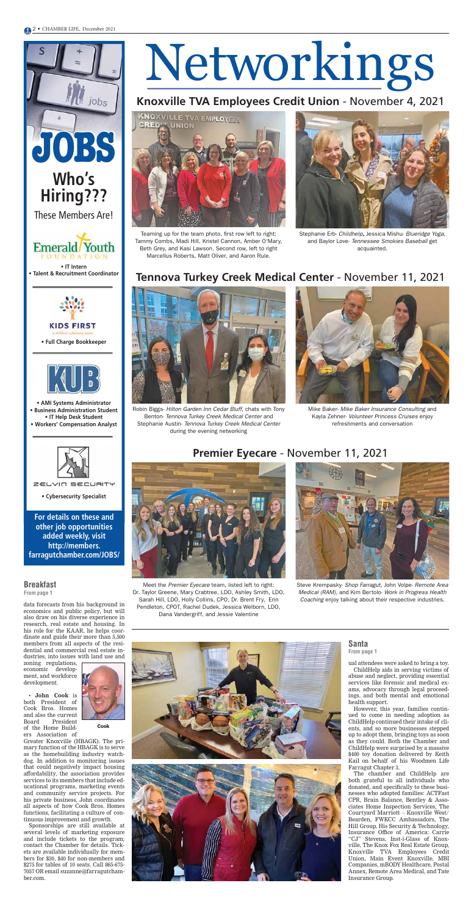# Networkings

## Knoxville TVA Employees Credit Union - November 4, 2021

Teaming up for the team photo, first row left to right: Tammy Combs, Madi Hill, Kristel Cannon, Amber O'Mary, Beth Grey, and Kasi Lawson. Second row, left to right Marcellus Roberts, Matt Oliver, and Aaron Rule.

Stephanie Erb- *Childhelp*, Jessica Mishu- *Blueridge Yoga*, and Baylor Love- *Tennessee Smokies Baseball* get acquainted.

## Tennova Turkey Creek Medical Center - November 11, 2021

Robin Biggs- *Hilton Garden Inn Cedar Bluff*, chats with Tony Benton- *Tennova Turkey Creek Medical Center* and Stephanie Austin- *Tennova Turkey Creek Medical Center* during the evening networking

Mike Baker- *Mike Baker Insurance Consulting* and Kayla Zehner- *Volunteer Princess Cruises* enjoy refreshments and conversation

## Premier Eyecare - November 11, 2021

Meet the *Premier Eyecare* team, listed left to right: Dr. Taylor Greene, Mary Crabtree, LDO, Ashley Smith, LDO, Sarah Hill, LDO, Holly Collins, CPO, Dr. Brent Fry, Erin Pendleton, CPOT, Rachel Dudek, Jessica Welborn, LDO, Dana Vandergriff, and Jessie Valentine

Steve Krempasky- *Shop Farragut*, John Volpe- *Remote Area Medical (RAM)*, and Kim Bertolo- *Work in Progress Health Coaching* enjoy talking about their respective industries.

# JOBS

## Who's Hiring???

These Members Are!

**Emerald Youth Foundation**

- IT Intern
- Talent & Recruitment Coordinator

**Kids First**

- Full Charge Bookkeeper

**KUB**

- AMI Systems Administrator
- Business Administration Student
- IT Help Desk Student
- Workers' Compensation Analyst

**Zelvin Security**

- Cybersecurity Specialist

**For details on these and other job opportunities added weekly, visit http://members.farragutchamber.com/JOBS/**

### Breakfast

From page 1

data forecasts from his background in economics and public policy, but will also draw on his diverse experience in research, real estate and housing. In his role for the KAAR, he helps coordinate and guide their more than 5,500 members from all aspects of the residential and commercial real estate industries, into issues with land use and zoning regulations, economic development, and workforce development.

• **John Cook** is both President of Cook Bros. Homes and also the current Board President of the Home Builders Association of Greater Knoxville (HBAGK). The primary function of the HBAGK is to serve as the homebuilding industry watchdog. In addition to monitoring issues that could negatively impact housing affordability, the association provides services to its members that include educational programs, marketing events and community service projects. For his private business, John coordinates all aspects of how Cook Bros. Homes functions, facilitating a culture of continuous improvement and growth.

**Cook**

Sponsorships are still available at several levels of marketing exposure and include tickets to the program; contact the Chamber for details. Tickets are available individually for members for $30, $40 for non-members and $275 for tables of 10 seats. Call 865-675-7057 OR email suzanne@farragutchamber.com.

### Santa

From page 1

ual attendees were asked to bring a toy.

ChildHelp aids in serving victims of abuse and neglect, providing essential services like forensic and medical exams, advocacy through legal proceedings, and both mental and emotional health support.

However, this year, families continued to come in needing adoption as ChildHelp continued their intake of clients, and so more businesses stepped up to adopt them, bringing toys as soon as they could. Both the Chamber and ChildHelp were surprised by a massive $400 toy donation delivered by Keith Kail on behalf of his Woodmen Life Farragut Chapter 3.

The chamber and ChildHelp are both grateful to all individuals who donated, and specifically to these businesses who adopted families: ACTFast CPR, Brain Balance, Bentley & Associates Home Inspection Services, The Courtyard Marriott – Knoxville West/Bearden, FWKCC Ambassadors, The Hill Group, His Security & Technology, Insurance Office of America: Carrie "CJ" Stevens, Inst-i-Glass of Knoxville, The Knox Fox Real Estate Group, Knoxville TVA Employees Credit Union, Main Event Knoxville, MBI Companies, mBODY Healthcare, Postal Annex, Remote Area Medical, and Tate Insurance Group.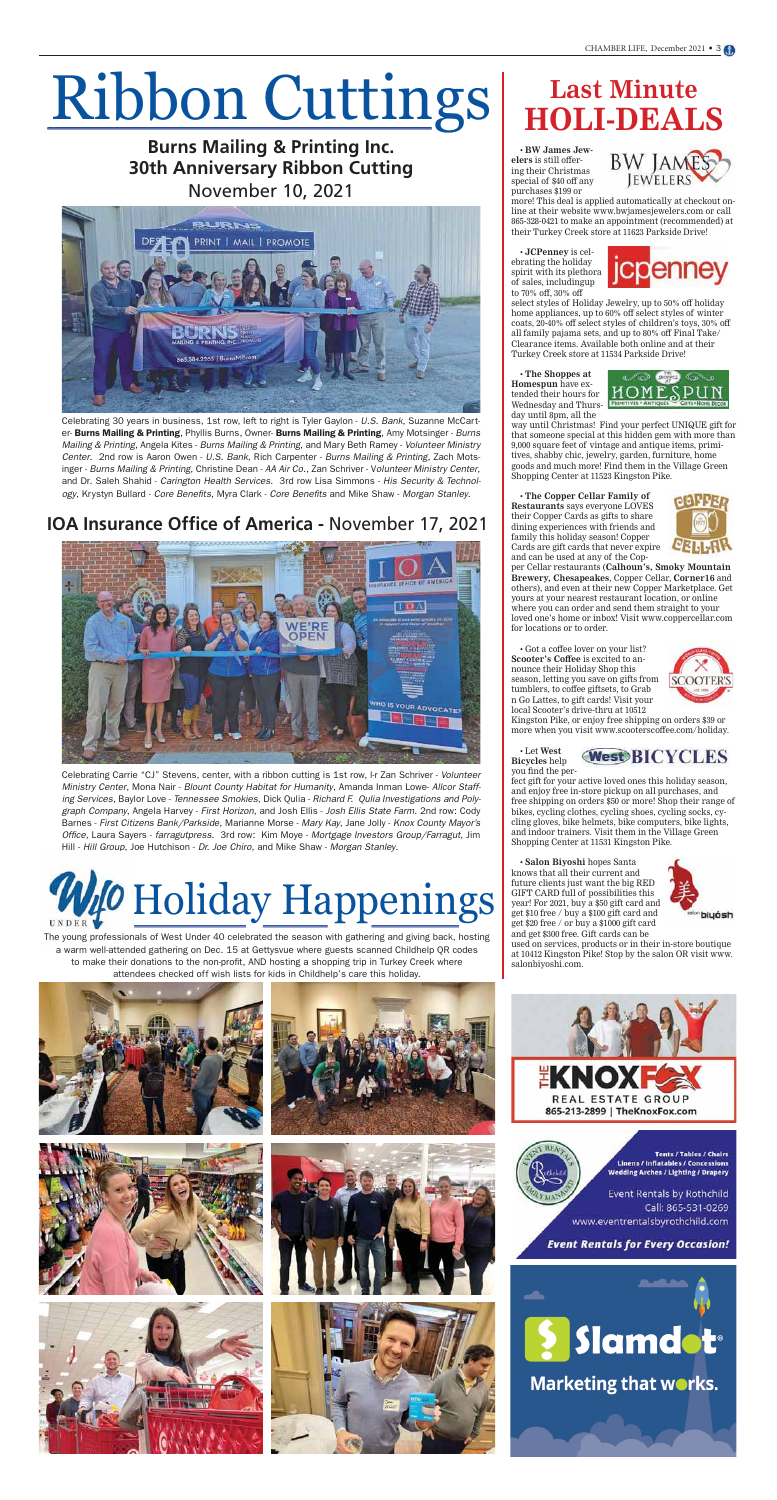# Ribbon Cuttings

## Burns Mailing & Printing Inc. 30th Anniversary Ribbon Cutting

November 10, 2021

Celebrating 30 years in business, 1st row, left to right is Tyler Gaylon - *U.S. Bank*, Suzanne McCarter- **Burns Mailing & Printing**, Phyllis Burns, Owner- **Burns Mailing & Printing**, Amy Motsinger - *Burns Mailing & Printing*, Angela Kites - *Burns Mailing & Printing*, and Mary Beth Ramey - *Volunteer Ministry Center.* 2nd row is Aaron Owen - *U.S. Bank*, Rich Carpenter - *Burns Mailing & Printing*, Zach Motsinger - *Burns Mailing & Printing*, Christine Dean - *AA Air Co.*, Zan Schriver - *Volunteer Ministry Center*, and Dr. Saleh Shahid - *Carington Health Services*. 3rd row Lisa Simmons - *His Security & Technology*, Krystyn Bullard - *Core Benefits*, Myra Clark - *Core Benefits* and Mike Shaw - *Morgan Stanley*.

## IOA Insurance Office of America - November 17, 2021

Celebrating Carrie "CJ" Stevens, center, with a ribbon cutting is 1st row, l-r Zan Schriver - *Volunteer Ministry Center*, Mona Nair - *Blount County Habitat for Humanity*, Amanda Inman Lowe- *Allcor Staffing Services*, Baylor Love - *Tennessee Smokies*, Dick Qulia - *Richard F. Qulia Investigations and Polygraph Company*, Angela Harvey - *First Horizon*, and Josh Ellis - *Josh Ellis State Farm*. 2nd row: Cody Barnes - *First Citizens Bank/Parkside*, Marianne Morse - *Mary Kay*, Jane Jolly - *Knox County Mayor's Office*, Laura Sayers - *farragutpress*. 3rd row: Kim Moye - *Mortgage Investors Group/Farragut*, Jim Hill - *Hill Group*, Joe Hutchison - *Dr. Joe Chiro*, and Mike Shaw - *Morgan Stanley*.

# W40 Holiday Happenings

The young professionals of West Under 40 celebrated the season with gathering and giving back, hosting a warm well-attended gathering on Dec. 15 at Gettysvue where guests scanned Childhelp QR codes to make their donations to the non-profit, AND hosting a shopping trip in Turkey Creek where attendees checked off wish lists for kids in Childhelp's care this holiday.

# Last Minute HOLI-DEALS

• **BW James Jewelers** is still offering their Christmas special of $40 off any purchases $199 or more! This deal is applied automatically at checkout online at their website www.bwjamesjewelers.com or call 865-328-0421 to make an appointment (recommended) at their Turkey Creek store at 11623 Parkside Drive!

• **JCPenney** is celebrating the holiday spirit with its plethora of sales, includingup to 70% off, 30% off select styles of Holiday Jewelry, up to 50% off holiday home appliances, up to 60% off select styles of winter coats, 20-40% off select styles of children's toys, 30% off all family pajama sets, and up to 80% off Final Take/Clearance items. Available both online and at their Turkey Creek store at 11534 Parkside Drive!

• **The Shoppes at Homespun** have extended their hours for Wednesday and Thursday until 8pm, all the way until Christmas! Find your perfect UNIQUE gift for that someone special at this hidden gem with more than 9,000 square feet of vintage and antique items, primitives, shabby chic, jewelry, garden, furniture, home goods and much more! Find them in the Village Green Shopping Center at 11523 Kingston Pike.

• **The Copper Cellar Family of Restaurants** says everyone LOVES their Copper Cards as gifts to share dining experiences with friends and family this holiday season! Copper Cards are gift cards that never expire and can be used at any of the Copper Cellar restaurants (**Calhoun's, Smoky Mountain Brewery, Chesapeakes**, Copper Cellar, **Corner16** and others), and even at their new Copper Marketplace. Get yours at your nearest restaurant location, or online where you can order and send them straight to your loved one's home or inbox! Visit www.coppercellar.com for locations or to order.

• Got a coffee lover on your list? **Scooter's Coffee** is excited to announce their Holiday Shop this season, letting you save on gifts from tumblers, to coffee giftsets, to Grab n Go Lattes, to gift cards! Visit your local Scooter's drive-thru at 10512 Kingston Pike, or enjoy free shipping on orders $39 or more when you visit www.scooterscoffee.com/holiday.

• Let **West Bicycles** help you find the perfect gift for your active loved ones this holiday season, and enjoy free in-store pickup on all purchases, and free shipping on orders $50 or more! Shop their range of bikes, cycling clothes, cycling shoes, cycling socks, cycling gloves, bike helmets, bike computers, bike lights, and indoor trainers. Visit them in the Village Green Shopping Center at 11531 Kingston Pike.

• **Salon Biyoshi** hopes Santa knows that all their current and future clients just want the big RED GIFT CARD full of possibilities this year! For 2021, buy a $50 gift card and get $10 free / buy a $100 gift card and get $20 free / or buy a $1000 gift card and get $300 free. Gift cards can be used on services, products or in their in-store boutique at 10412 Kingston Pike! Stop by the salon OR visit www.salonbiyoshi.com.

THE KNOX FOX REAL ESTATE GROUP
865-213-2899 | TheKnoxFox.com

Tents / Tables / Chairs
Linens / Inflatables / Concessions
Wedding Arches / Lighting / Drapery

Event Rentals by Rothchild
Call: 865-531-0269
www.eventrentalsbyrothchild.com

**Event Rentals for Every Occasion!**

Slamdot
Marketing that works.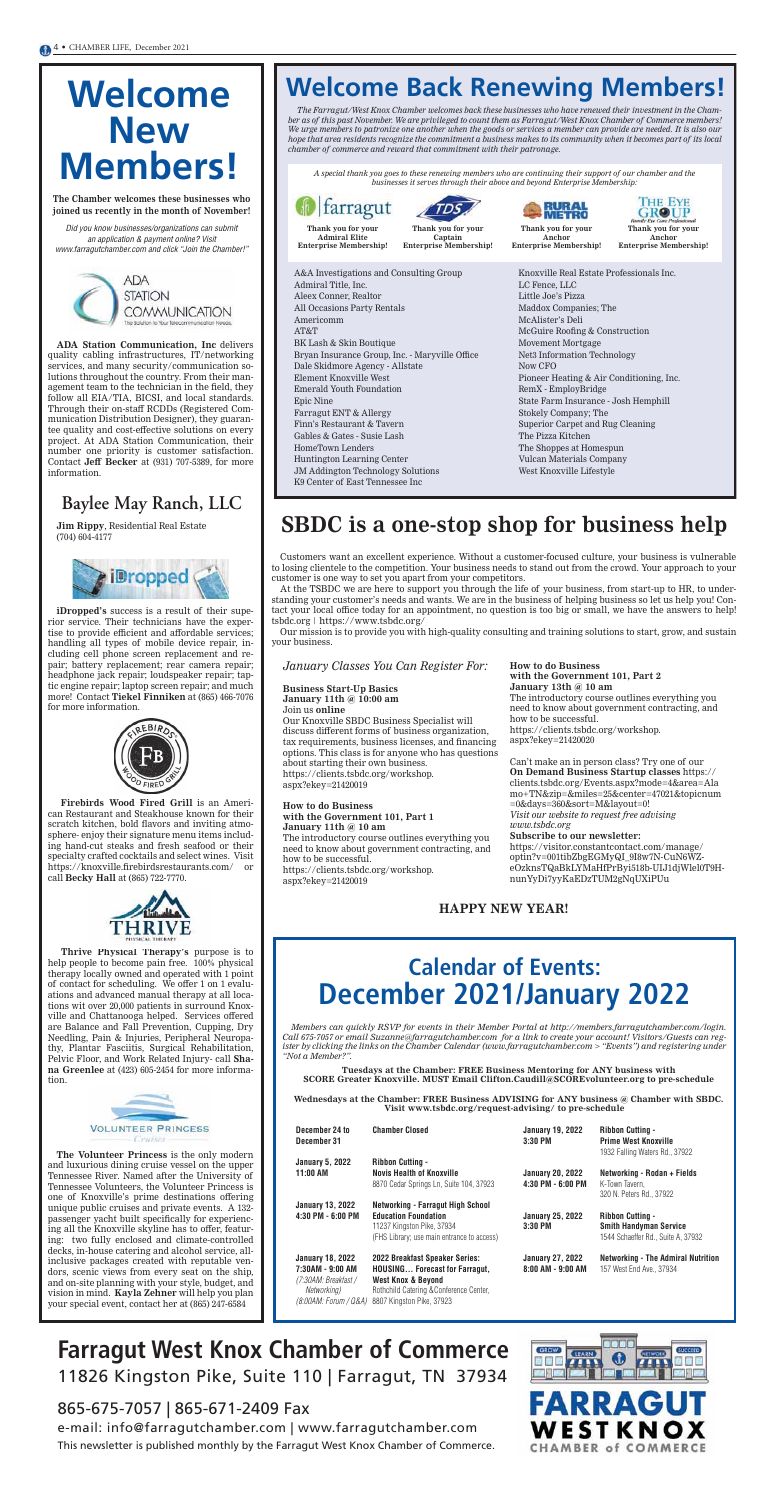# Welcome New Members!

**The Chamber welcomes these businesses who joined us recently in the month of November!**

*Did you know businesses/organizations can submit an application & payment online? Visit www.farragutchamber.com and click "Join the Chamber!"*

**ADA Station Communication, Inc** delivers quality cabling infrastructures, IT/networking services, and many security/communication solutions throughout the country. From their management team to the technician in the field, they follow all EIA/TIA, BICSI, and local standards. Through their on-staff RCDDs (Registered Communication Distribution Designer), they guarantee quality and cost-effective solutions on every project. At ADA Station Communication, their number one priority is customer satisfaction. Contact **Jeff Becker** at (931) 707-5389, for more information.

## Baylee May Ranch, LLC

**Jim Rippy**, Residential Real Estate (704) 604-4177

**iDropped's** success is a result of their superior service. Their technicians have the expertise to provide efficient and affordable services; handling all types of mobile device repair, including cell phone screen replacement and repair; battery replacement; rear camera repair; headphone jack repair; loudspeaker repair; taptic engine repair; laptop screen repair; and much more! Contact **Tiekel Finniken** at (865) 466-7076 for more information.

**Firebirds Wood Fired Grill** is an American Restaurant and Steakhouse known for their scratch kitchen, bold flavors and inviting atmosphere- enjoy their signature menu items including hand-cut steaks and fresh seafood or their specialty crafted cocktails and select wines. Visit https://knoxville.firebirdsrestaurants.com/ or call **Becky Hall** at (865) 722-7770.

**Thrive Physical Therapy's** purpose is to help people to become pain free. 100% physical therapy locally owned and operated with 1 point of contact for scheduling. We offer 1 on 1 evaluations and advanced manual therapy at all locations wit over 20,000 patients in surround Knoxville and Chattanooga helped. Services offered are Balance and Fall Prevention, Cupping, Dry Needling, Pain & Injuries, Peripheral Neuropathy, Plantar Fasciitis, Surgical Rehabilitation, Pelvic Floor, and Work Related Injury- call **Shana Greenlee** at (423) 605-2454 for more information.

**The Volunteer Princess** is the only modern and luxurious dining cruise vessel on the upper Tennessee River. Named after the University of Tennessee Volunteers, the Volunteer Princess is one of Knoxville's prime destinations offering unique public cruises and private events. A 132-passenger yacht built specifically for experiencing all the Knoxville skyline has to offer, featuring: two fully enclosed and climate-controlled decks, in-house catering and alcohol service, all-inclusive packages created with reputable vendors, scenic views from every seat on the ship, and on-site planning with your style, budget, and vision in mind. **Kayla Zehner** will help you plan your special event, contact her at (865) 247-6584

# Welcome Back Renewing Members!

*The Farragut/West Knox Chamber welcomes back these businesses who have renewed their investment in the Chamber as of this past November. We are privileged to count them as Farragut/West Knox Chamber of Commerce members! We urge members to patronize one another when the goods or services a member can provide are needed. It is also our hope that area residents recognize the commitment a business makes to its community when it becomes part of its local chamber of commerce and reward that commitment with their patronage.*

*A special thank you goes to these renewing members who are continuing their support of our chamber and the businesses it serves through their above and beyond Enterprise Membership:*

- farragut — **Thank you for your Admiral Elite Enterprise Membership!**
- TDS — **Thank you for your Captain Enterprise Membership!**
- Rural Metro — **Thank you for your Anchor Enterprise Membership!**
- The Eye Group — **Thank you for your Anchor Enterprise Membership!**

A&A Investigations and Consulting Group
Admiral Title, Inc.
Aleex Conner, Realtor
All Occasions Party Rentals
Americomm
AT&T
BK Lash & Skin Boutique
Bryan Insurance Group, Inc. - Maryville Office
Dale Skidmore Agency - Allstate
Element Knoxville West
Emerald Youth Foundation
Epic Nine
Farragut ENT & Allergy
Finn's Restaurant & Tavern
Gables & Gates - Susie Lash
HomeTown Lenders
Huntington Learning Center
JM Addington Technology Solutions
K9 Center of East Tennessee Inc
Knoxville Real Estate Professionals Inc.
LC Fence, LLC
Little Joe's Pizza
Maddox Companies; The
McAlister's Deli
McGuire Roofing & Construction
Movement Mortgage
Net3 Information Technology
Now CFO
Pioneer Heating & Air Conditioning, Inc.
RemX - EmployBridge
State Farm Insurance - Josh Hemphill
Stokely Company; The
Superior Carpet and Rug Cleaning
The Pizza Kitchen
The Shoppes at Homespun
Vulcan Materials Company
West Knoxville Lifestyle

# SBDC is a one-stop shop for business help

Customers want an excellent experience. Without a customer-focused culture, your business is vulnerable to losing clientele to the competition. Your business needs to stand out from the crowd. Your approach to your customer is one way to set you apart from your competitors.

At the TSBDC we are here to support you through the life of your business, from start-up to HR, to understanding your customer's needs and wants. We are in the business of helping business so let us help you! Contact your local office today for an appointment, no question is too big or small, we have the answers to help! tsbdc.org | https://www.tsbdc.org/

Our mission is to provide you with high-quality consulting and training solutions to start, grow, and sustain your business.

*January Classes You Can Register For:*

**Business Start-Up Basics**
**January 11th @ 10:00 am**
Join us **online**
Our Knoxville SBDC Business Specialist will discuss different forms of business organization, tax requirements, business licenses, and financing options. This class is for anyone who has questions about starting their own business.
https://clients.tsbdc.org/workshop.aspx?ekey=21420019

**How to do Business with the Government 101, Part 1**
**January 11th @ 10 am**
The introductory course outlines everything you need to know about government contracting, and how to be successful.
https://clients.tsbdc.org/workshop.aspx?ekey=21420019

**How to do Business with the Government 101, Part 2**
**January 13th @ 10 am**
The introductory course outlines everything you need to know about government contracting, and how to be successful.
https://clients.tsbdc.org/workshop.aspx?ekey=21420020

Can't make an in person class? Try one of our **On Demand Business Startup classes** https://clients.tsbdc.org/Events.aspx?mode=4&area=Alamo+TN&zip=&miles=25&center=47021&topicnum=0&days=360&sort=M&layout=0!
*Visit our website to request free advising www.tsbdc.org*
**Subscribe to our newsletter:**
https://visitor.constantcontact.com/manage/optin?v=001tibZbgEGMyQI_9I8w7N-CuN6WZ-eOzknsTQaBkLYMaHfPrByi518b-ULJ1dyWlel0T9H-nunYyDi7yyKaEDzTUM2gNqUXiPUu

**HAPPY NEW YEAR!**

# Calendar of Events: December 2021/January 2022

*Members can quickly RSVP for events in their Member Portal at http://members.farragutchamber.com/login. Call 675-7057 or email Suzanne@farragutchamber.com for a link to create your account! Visitors/Guests can register by clicking the links on the Chamber Calendar (www.farragutchamber.com > "Events") and registering under "Not a Member?".*

**Tuesdays at the Chamber: FREE Business Mentoring for ANY business with SCORE Greater Knoxville. MUST Email Clifton.Caudill@SCOREvolunteer.org to pre-schedule**

**Wednesdays at the Chamber: FREE Business ADVISING for ANY business @ Chamber with SBDC. Visit www.tsbdc.org/request-advising/ to pre-schedule**

| | |
|---|---|
| **December 24 to December 31** | **Chamber Closed** |
| **January 5, 2022 11:00 AM** | **Ribbon Cutting - Novis Health of Knoxville** 8870 Cedar Springs Ln, Suite 104, 37923 |
| **January 13, 2022 4:30 PM - 6:00 PM** | **Networking - Farragut High School Education Foundation** 11237 Kingston Pike, 37934 (FHS Library; use main entrance to access) |
| **January 18, 2022 7:30AM - 9:00 AM** *(7:30AM: Breakfast / Networking) (8:00AM: Forum / Q&A)* | **2022 Breakfast Speaker Series: HOUSING… Forecast for Farragut, West Knox & Beyond** Rothchild Catering & Conference Center, 8807 Kingston Pike, 37923 |
| **January 19, 2022 3:30 PM** | **Ribbon Cutting - Prime West Knoxville** 1932 Falling Waters Rd., 37922 |
| **January 20, 2022 4:30 PM - 6:00 PM** | **Networking - Rodan + Fields** K-Town Tavern, 320 N. Peters Rd., 37922 |
| **January 25, 2022 3:30 PM** | **Ribbon Cutting - Smith Handyman Service** 1544 Schaeffer Rd., Suite A, 37932 |
| **January 27, 2022 8:00 AM - 9:00 AM** | **Networking - The Admiral Nutrition** 157 West End Ave., 37934 |

# Farragut West Knox Chamber of Commerce

11826 Kingston Pike, Suite 110 | Farragut, TN 37934

865-675-7057 | 865-671-2409 Fax
e-mail: info@farragutchamber.com | www.farragutchamber.com
This newsletter is published monthly by the Farragut West Knox Chamber of Commerce.